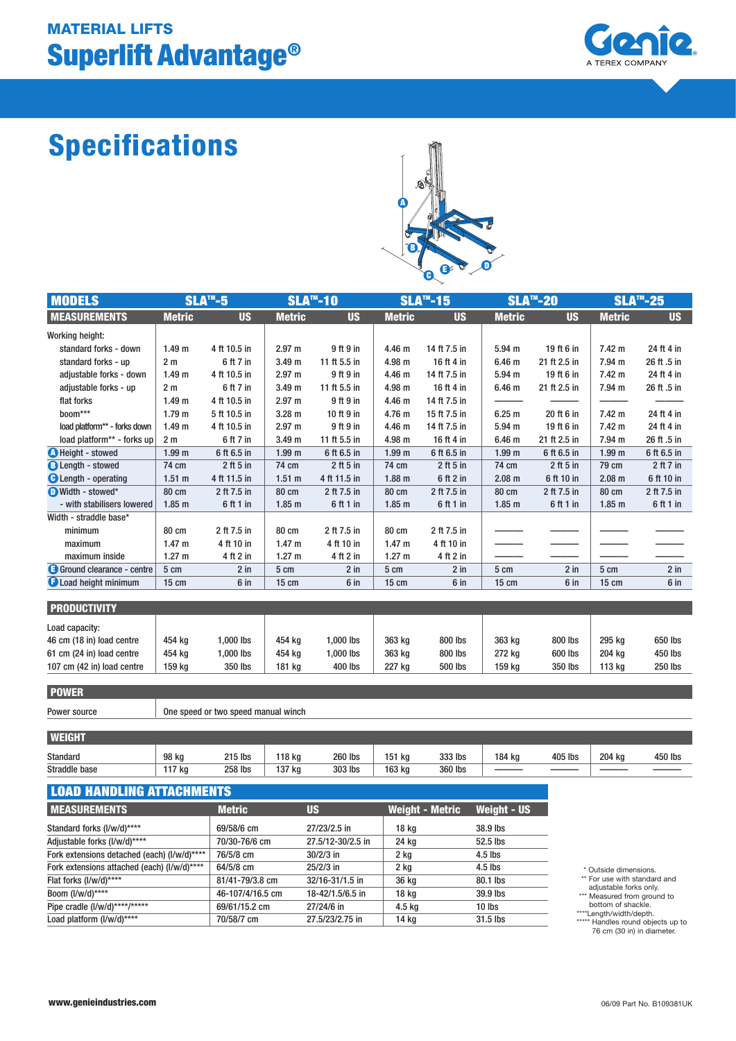## MATERIAL LIFTS

# Superlift Advantage®

# Specifications

| MODELS | SLA™-5 | | SLA™-10 | | SLA™-15 | | SLA™-20 | | SLA™-25 | |
|---|---|---|---|---|---|---|---|---|---|---|
| **MEASUREMENTS** | **Metric** | **US** | **Metric** | **US** | **Metric** | **US** | **Metric** | **US** | **Metric** | **US** |
| Working height: | | | | | | | | | | |
| standard forks - down | 1.49 m | 4 ft 10.5 in | 2.97 m | 9 ft 9 in | 4.46 m | 14 ft 7.5 in | 5.94 m | 19 ft 6 in | 7.42 m | 24 ft 4 in |
| standard forks - up | 2 m | 6 ft 7 in | 3.49 m | 11 ft 5.5 in | 4.98 m | 16 ft 4 in | 6.46 m | 21 ft 2.5 in | 7.94 m | 26 ft .5 in |
| adjustable forks - down | 1.49 m | 4 ft 10.5 in | 2.97 m | 9 ft 9 in | 4.46 m | 14 ft 7.5 in | 5.94 m | 19 ft 6 in | 7.42 m | 24 ft 4 in |
| adjustable forks - up | 2 m | 6 ft 7 in | 3.49 m | 11 ft 5.5 in | 4.98 m | 16 ft 4 in | 6.46 m | 21 ft 2.5 in | 7.94 m | 26 ft .5 in |
| flat forks | 1.49 m | 4 ft 10.5 in | 2.97 m | 9 ft 9 in | 4.46 m | 14 ft 7.5 in | ——— | ——— | ——— | ——— |
| boom*** | 1.79 m | 5 ft 10.5 in | 3.28 m | 10 ft 9 in | 4.76 m | 15 ft 7.5 in | 6.25 m | 20 ft 6 in | 7.42 m | 24 ft 4 in |
| load platform** - forks down | 1.49 m | 4 ft 10.5 in | 2.97 m | 9 ft 9 in | 4.46 m | 14 ft 7.5 in | 5.94 m | 19 ft 6 in | 7.42 m | 24 ft 4 in |
| load platform** - forks up | 2 m | 6 ft 7 in | 3.49 m | 11 ft 5.5 in | 4.98 m | 16 ft 4 in | 6.46 m | 21 ft 2.5 in | 7.94 m | 26 ft .5 in |
| A Height - stowed | 1.99 m | 6 ft 6.5 in | 1.99 m | 6 ft 6.5 in | 1.99 m | 6 ft 6.5 in | 1.99 m | 6 ft 6.5 in | 1.99 m | 6 ft 6.5 in |
| B Length - stowed | 74 cm | 2 ft 5 in | 74 cm | 2 ft 5 in | 74 cm | 2 ft 5 in | 74 cm | 2 ft 5 in | 79 cm | 2 ft 7 in |
| C Length - operating | 1.51 m | 4 ft 11.5 in | 1.51 m | 4 ft 11.5 in | 1.88 m | 6 ft 2 in | 2.08 m | 6 ft 10 in | 2.08 m | 6 ft 10 in |
| D Width - stowed* | 80 cm | 2 ft 7.5 in | 80 cm | 2 ft 7.5 in | 80 cm | 2 ft 7.5 in | 80 cm | 2 ft 7.5 in | 80 cm | 2 ft 7.5 in |
| - with stabilisers lowered | 1.85 m | 6 ft 1 in | 1.85 m | 6 ft 1 in | 1.85 m | 6 ft 1 in | 1.85 m | 6 ft 1 in | 1.85 m | 6 ft 1 in |
| Width - straddle base* | | | | | | | | | | |
| minimum | 80 cm | 2 ft 7.5 in | 80 cm | 2 ft 7.5 in | 80 cm | 2 ft 7.5 in | ——— | ——— | ——— | ——— |
| maximum | 1.47 m | 4 ft 10 in | 1.47 m | 4 ft 10 in | 1.47 m | 4 ft 10 in | ——— | ——— | ——— | ——— |
| maximum inside | 1.27 m | 4 ft 2 in | 1.27 m | 4 ft 2 in | 1.27 m | 4 ft 2 in | ——— | ——— | ——— | ——— |
| E Ground clearance - centre | 5 cm | 2 in | 5 cm | 2 in | 5 cm | 2 in | 5 cm | 2 in | 5 cm | 2 in |
| F Load height minimum | 15 cm | 6 in | 15 cm | 6 in | 15 cm | 6 in | 15 cm | 6 in | 15 cm | 6 in |
| **PRODUCTIVITY** | | | | | | | | | | |
| Load capacity: | | | | | | | | | | |
| 46 cm (18 in) load centre | 454 kg | 1,000 lbs | 454 kg | 1,000 lbs | 363 kg | 800 lbs | 363 kg | 800 lbs | 295 kg | 650 lbs |
| 61 cm (24 in) load centre | 454 kg | 1,000 lbs | 454 kg | 1,000 lbs | 363 kg | 800 lbs | 272 kg | 600 lbs | 204 kg | 450 lbs |
| 107 cm (42 in) load centre | 159 kg | 350 lbs | 181 kg | 400 lbs | 227 kg | 500 lbs | 159 kg | 350 lbs | 113 kg | 250 lbs |
| **POWER** | | | | | | | | | | |
| Power source | One speed or two speed manual winch | | | | | | | | | |
| **WEIGHT** | | | | | | | | | | |
| Standard | 98 kg | 215 lbs | 118 kg | 260 lbs | 151 kg | 333 lbs | 184 kg | 405 lbs | 204 kg | 450 lbs |
| Straddle base | 117 kg | 258 lbs | 137 kg | 303 lbs | 163 kg | 360 lbs | ——— | ——— | ——— | ——— |

## LOAD HANDLING ATTACHMENTS

| MEASUREMENTS | Metric | US | Weight - Metric | Weight - US |
|---|---|---|---|---|
| Standard forks (l/w/d)**** | 69/58/6 cm | 27/23/2.5 in | 18 kg | 38.9 lbs |
| Adjustable forks (l/w/d)**** | 70/30-76/6 cm | 27.5/12-30/2.5 in | 24 kg | 52.5 lbs |
| Fork extensions detached (each) (l/w/d)**** | 76/5/8 cm | 30/2/3 in | 2 kg | 4.5 lbs |
| Fork extensions attached (each) (l/w/d)**** | 64/5/8 cm | 25/2/3 in | 2 kg | 4.5 lbs |
| Flat forks (l/w/d)**** | 81/41-79/3.8 cm | 32/16-31/1.5 in | 36 kg | 80.1 lbs |
| Boom (l/w/d)**** | 46-107/4/16.5 cm | 18-42/1.5/6.5 in | 18 kg | 39.9 lbs |
| Pipe cradle (l/w/d)****/***** | 69/61/15.2 cm | 27/24/6 in | 4.5 kg | 10 lbs |
| Load platform (l/w/d)**** | 70/58/7 cm | 27.5/23/2.75 in | 14 kg | 31.5 lbs |

\* Outside dimensions.
** For use with standard and adjustable forks only.
*** Measured from ground to bottom of shackle.
****Length/width/depth.
***** Handles round objects up to 76 cm (30 in) in diameter.

www.genieindustries.com

06/09 Part No. B109381UK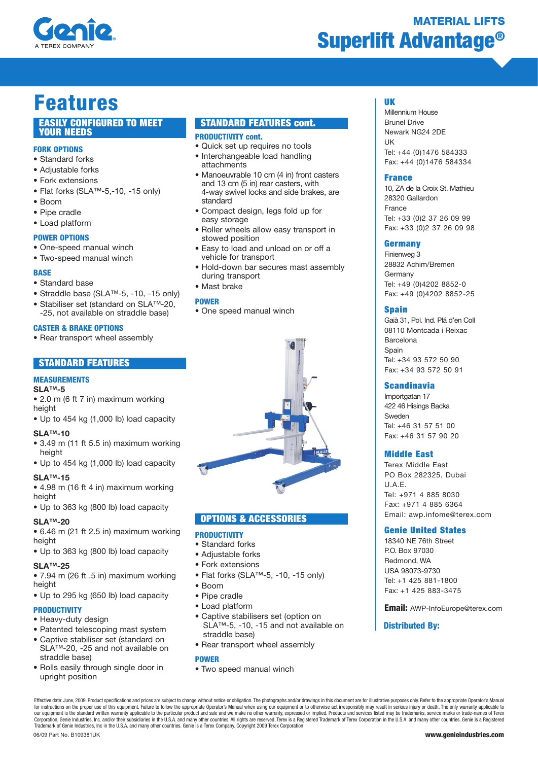# MATERIAL LIFTS

# Superlift Advantage®

# Features

## EASILY CONFIGURED TO MEET YOUR NEEDS

### FORK OPTIONS

- Standard forks
- Adjustable forks
- Fork extensions
- Flat forks (SLA™-5,-10, -15 only)
- Boom
- Pipe cradle
- Load platform

### POWER OPTIONS

- One-speed manual winch
- Two-speed manual winch

### BASE

- Standard base
- Straddle base (SLA™-5, -10, -15 only)
- Stabiliser set (standard on SLA™-20, -25, not available on straddle base)

### CASTER & BRAKE OPTIONS

- Rear transport wheel assembly

## STANDARD FEATURES

### MEASUREMENTS

**SLA™-5**

- 2.0 m (6 ft 7 in) maximum working height
- Up to 454 kg (1,000 lb) load capacity

**SLA™-10**

- 3.49 m (11 ft 5.5 in) maximum working height
- Up to 454 kg (1,000 lb) load capacity

**SLA™-15**

- 4.98 m (16 ft 4 in) maximum working height
- Up to 363 kg (800 lb) load capacity

**SLA™-20**

- 6.46 m (21 ft 2.5 in) maximum working height
- Up to 363 kg (800 lb) load capacity

**SLA™-25**

- 7.94 m (26 ft .5 in) maximum working height
- Up to 295 kg (650 lb) load capacity

### PRODUCTIVITY

- Heavy-duty design
- Patented telescoping mast system
- Captive stabiliser set (standard on SLA™-20, -25 and not available on straddle base)
- Rolls easily through single door in upright position

## STANDARD FEATURES cont.

### PRODUCTIVITY cont.

- Quick set up requires no tools
- Interchangeable load handling attachments
- Manoeuvrable 10 cm (4 in) front casters and 13 cm (5 in) rear casters, with 4-way swivel locks and side brakes, are standard
- Compact design, legs fold up for easy storage
- Roller wheels allow easy transport in stowed position
- Easy to load and unload on or off a vehicle for transport
- Hold-down bar secures mast assembly during transport
- Mast brake

### POWER

- One speed manual winch

## OPTIONS & ACCESSORIES

### PRODUCTIVITY

- Standard forks
- Adjustable forks
- Fork extensions
- Flat forks (SLA™-5, -10, -15 only)
- Boom
- Pipe cradle
- Load platform
- Captive stabilisers set (option on SLA™-5, -10, -15 and not available on straddle base)
- Rear transport wheel assembly

### POWER

- Two speed manual winch

### UK

Millennium House
Brunel Drive
Newark NG24 2DE
UK
Tel: +44 (0)1476 584333
Fax: +44 (0)1476 584334

### France

10, ZA de la Croix St. Mathieu
28320 Gallardon
France
Tel: +33 (0)2 37 26 09 99
Fax: +33 (0)2 37 26 09 98

### Germany

Finienweg 3
28832 Achim/Bremen
Germany
Tel: +49 (0)4202 8852-0
Fax: +49 (0)4202 8852-25

### Spain

Gaià 31, Pol. Ind. Plá d'en Coll
08110 Montcada i Reixac
Barcelona
Spain
Tel: +34 93 572 50 90
Fax: +34 93 572 50 91

### Scandinavia

Importgatan 17
422 46 Hisings Backa
Sweden
Tel: +46 31 57 51 00
Fax: +46 31 57 90 20

### Middle East

Terex Middle East
PO Box 282325, Dubai
U.A.E.
Tel: +971 4 885 8030
Fax: +971 4 885 6364
Email: awp.infome@terex.com

### Genie United States

18340 NE 76th Street
P.O. Box 97030
Redmond, WA
USA 98073-9730
Tel: +1 425 881-1800
Fax: +1 425 883-3475

**Email:** AWP-InfoEurope@terex.com

**Distributed By:**

Effective date: June, 2009. Product specifications and prices are subject to change without notice or obligation. The photographs and/or drawings in this document are for illustrative purposes only. Refer to the appropriate Operator's Manual for instructions on the proper use of this equipment. Failure to follow the appropriate Operator's Manual when using our equipment or to otherwise act irresponsibly may result in serious injury or death. The only warranty applicable to our equipment is the standard written warranty applicable to the particular product and sale and we make no other warranty, expressed or implied. Products and services listed may be trademarks, service marks or trade-names of Terex Corporation, Genie Industries, Inc. and/or their subsidiaries in the U.S.A. and many other countries. All rights are reserved. Terex is a Registered Trademark of Terex Corporation in the U.S.A. and many other countries. Genie is a Registered Trademark of Genie Industries, Inc in the U.S.A. and many other countries. Genie is a Terex Company. Copyright 2009 Terex Corporation

06/09 Part No. B109381UK

www.genieindustries.com